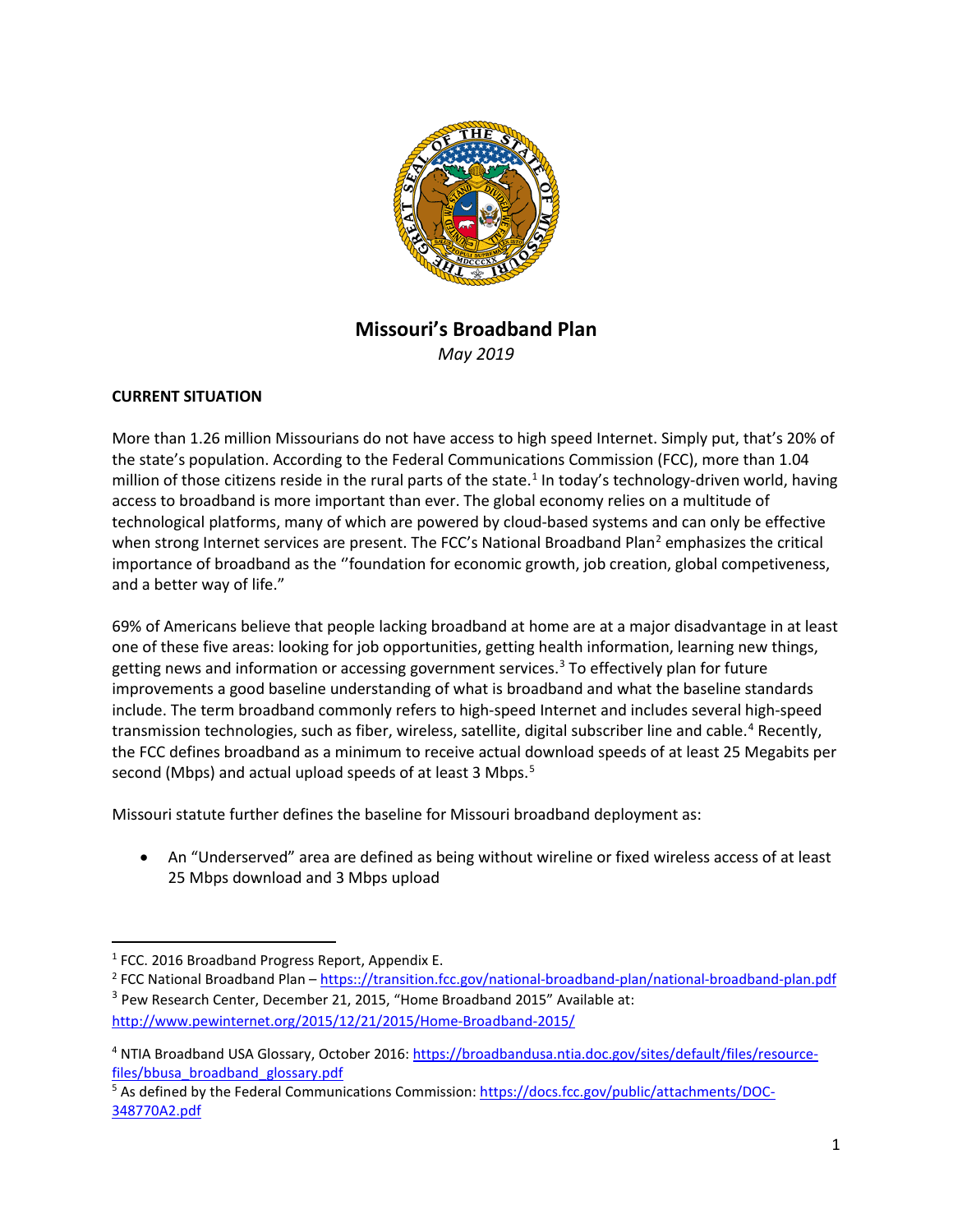# Missouri's Broadband Plan

*May 2019*

**CURRENT SITUATION**

More than 1.26 million Missourians do not have access to high speed Internet. Simply put, that's 20% of the state's population. According to the Federal Communications Commission (FCC), more than 1.04 million of those citizens reside in the rural parts of the state.[1] In today's technology-driven world, having access to broadband is more important than ever. The global economy relies on a multitude of technological platforms, many of which are powered by cloud-based systems and can only be effective when strong Internet services are present. The FCC's National Broadband Plan[2] emphasizes the critical importance of broadband as the "foundation for economic growth, job creation, global competiveness, and a better way of life."

69% of Americans believe that people lacking broadband at home are at a major disadvantage in at least one of these five areas: looking for job opportunities, getting health information, learning new things, getting news and information or accessing government services.[3] To effectively plan for future improvements a good baseline understanding of what is broadband and what the baseline standards include. The term broadband commonly refers to high-speed Internet and includes several high-speed transmission technologies, such as fiber, wireless, satellite, digital subscriber line and cable.[4] Recently, the FCC defines broadband as a minimum to receive actual download speeds of at least 25 Megabits per second (Mbps) and actual upload speeds of at least 3 Mbps.[5]

Missouri statute further defines the baseline for Missouri broadband deployment as:

- An "Underserved" area are defined as being without wireline or fixed wireless access of at least 25 Mbps download and 3 Mbps upload

---

[1] FCC. 2016 Broadband Progress Report, Appendix E.

[2] FCC National Broadband Plan – https:://transition.fcc.gov/national-broadband-plan/national-broadband-plan.pdf

[3] Pew Research Center, December 21, 2015, "Home Broadband 2015" Available at: http://www.pewinternet.org/2015/12/21/2015/Home-Broadband-2015/

[4] NTIA Broadband USA Glossary, October 2016: https://broadbandusa.ntia.doc.gov/sites/default/files/resource-files/bbusa_broadband_glossary.pdf

[5] As defined by the Federal Communications Commission: https://docs.fcc.gov/public/attachments/DOC-348770A2.pdf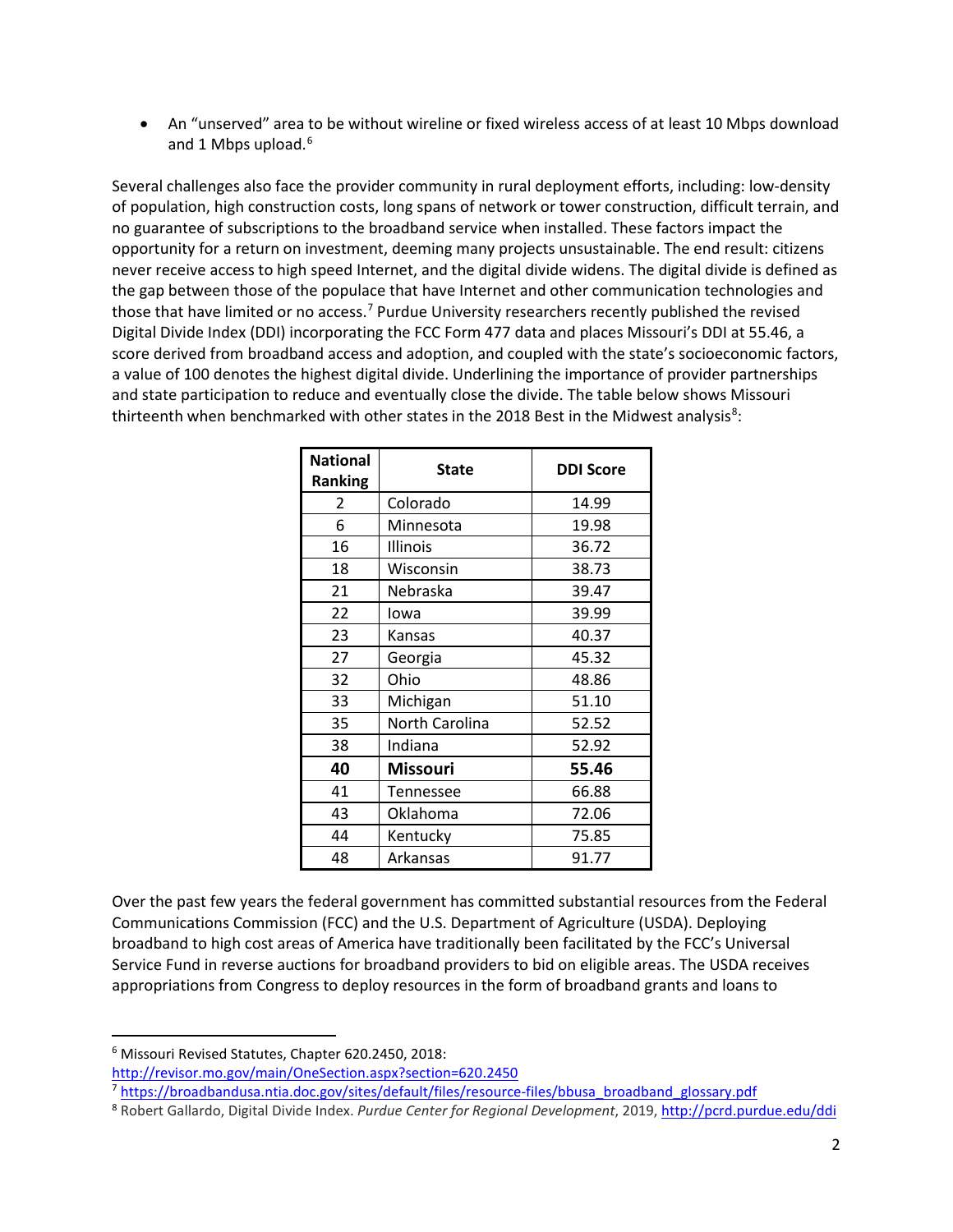- An "unserved" area to be without wireline or fixed wireless access of at least 10 Mbps download and 1 Mbps upload.[6]

Several challenges also face the provider community in rural deployment efforts, including: low-density of population, high construction costs, long spans of network or tower construction, difficult terrain, and no guarantee of subscriptions to the broadband service when installed. These factors impact the opportunity for a return on investment, deeming many projects unsustainable. The end result: citizens never receive access to high speed Internet, and the digital divide widens. The digital divide is defined as the gap between those of the populace that have Internet and other communication technologies and those that have limited or no access.[7] Purdue University researchers recently published the revised Digital Divide Index (DDI) incorporating the FCC Form 477 data and places Missouri's DDI at 55.46, a score derived from broadband access and adoption, and coupled with the state's socioeconomic factors, a value of 100 denotes the highest digital divide. Underlining the importance of provider partnerships and state participation to reduce and eventually close the divide. The table below shows Missouri thirteenth when benchmarked with other states in the 2018 Best in the Midwest analysis[8]:

| National Ranking | State | DDI Score |
|---|---|---|
| 2 | Colorado | 14.99 |
| 6 | Minnesota | 19.98 |
| 16 | Illinois | 36.72 |
| 18 | Wisconsin | 38.73 |
| 21 | Nebraska | 39.47 |
| 22 | Iowa | 39.99 |
| 23 | Kansas | 40.37 |
| 27 | Georgia | 45.32 |
| 32 | Ohio | 48.86 |
| 33 | Michigan | 51.10 |
| 35 | North Carolina | 52.52 |
| 38 | Indiana | 52.92 |
| **40** | **Missouri** | **55.46** |
| 41 | Tennessee | 66.88 |
| 43 | Oklahoma | 72.06 |
| 44 | Kentucky | 75.85 |
| 48 | Arkansas | 91.77 |

Over the past few years the federal government has committed substantial resources from the Federal Communications Commission (FCC) and the U.S. Department of Agriculture (USDA). Deploying broadband to high cost areas of America have traditionally been facilitated by the FCC's Universal Service Fund in reverse auctions for broadband providers to bid on eligible areas. The USDA receives appropriations from Congress to deploy resources in the form of broadband grants and loans to

---

[6] Missouri Revised Statutes, Chapter 620.2450, 2018: http://revisor.mo.gov/main/OneSection.aspx?section=620.2450

[7] https://broadbandusa.ntia.doc.gov/sites/default/files/resource-files/bbusa_broadband_glossary.pdf

[8] Robert Gallardo, Digital Divide Index. *Purdue Center for Regional Development*, 2019, http://pcrd.purdue.edu/ddi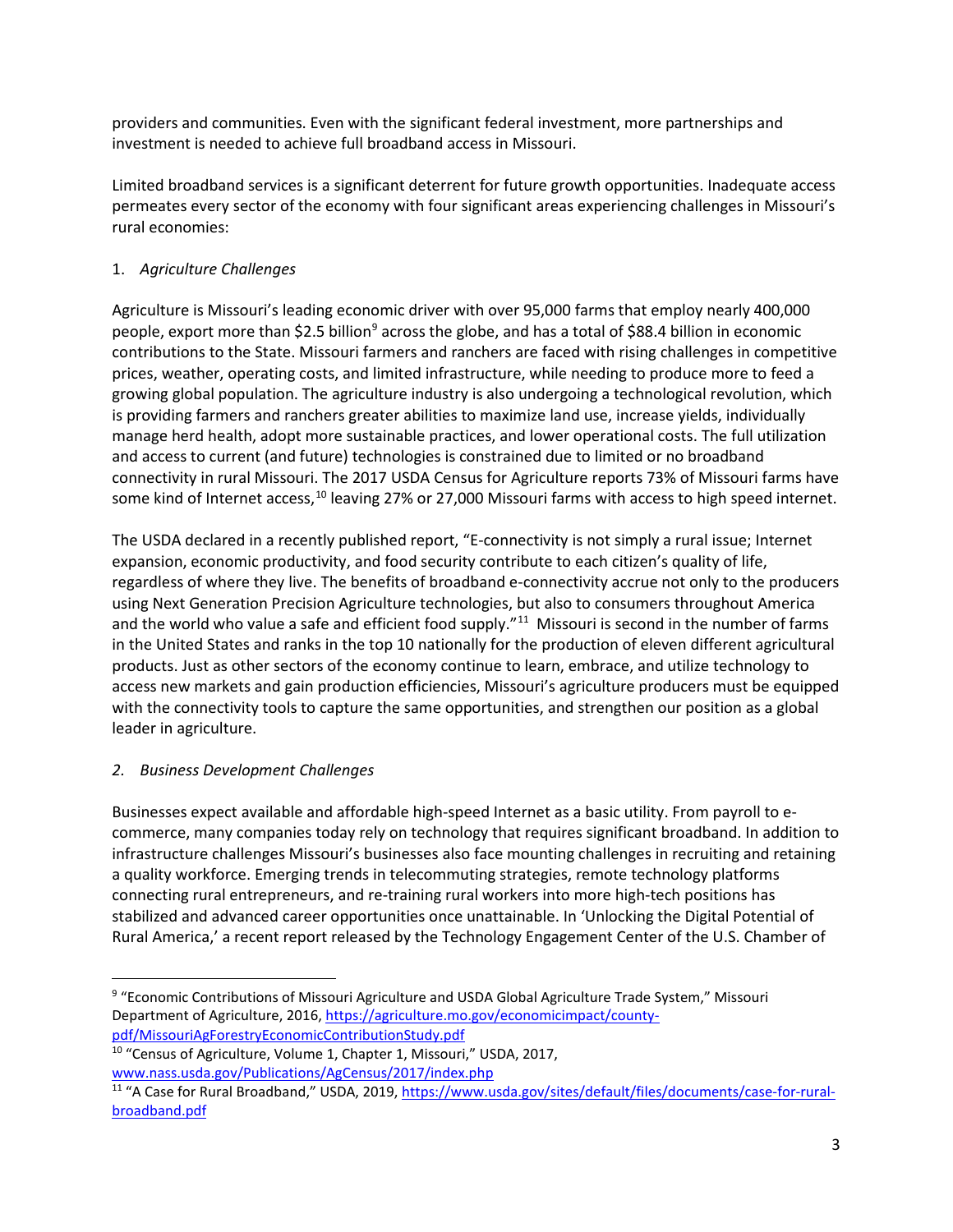providers and communities. Even with the significant federal investment, more partnerships and investment is needed to achieve full broadband access in Missouri.

Limited broadband services is a significant deterrent for future growth opportunities. Inadequate access permeates every sector of the economy with four significant areas experiencing challenges in Missouri's rural economies:

1. *Agriculture Challenges*

Agriculture is Missouri's leading economic driver with over 95,000 farms that employ nearly 400,000 people, export more than $2.5 billion[9] across the globe, and has a total of $88.4 billion in economic contributions to the State. Missouri farmers and ranchers are faced with rising challenges in competitive prices, weather, operating costs, and limited infrastructure, while needing to produce more to feed a growing global population. The agriculture industry is also undergoing a technological revolution, which is providing farmers and ranchers greater abilities to maximize land use, increase yields, individually manage herd health, adopt more sustainable practices, and lower operational costs. The full utilization and access to current (and future) technologies is constrained due to limited or no broadband connectivity in rural Missouri. The 2017 USDA Census for Agriculture reports 73% of Missouri farms have some kind of Internet access,[10] leaving 27% or 27,000 Missouri farms with access to high speed internet.

The USDA declared in a recently published report, "E-connectivity is not simply a rural issue; Internet expansion, economic productivity, and food security contribute to each citizen's quality of life, regardless of where they live. The benefits of broadband e-connectivity accrue not only to the producers using Next Generation Precision Agriculture technologies, but also to consumers throughout America and the world who value a safe and efficient food supply."[11] Missouri is second in the number of farms in the United States and ranks in the top 10 nationally for the production of eleven different agricultural products. Just as other sectors of the economy continue to learn, embrace, and utilize technology to access new markets and gain production efficiencies, Missouri's agriculture producers must be equipped with the connectivity tools to capture the same opportunities, and strengthen our position as a global leader in agriculture.

2. *Business Development Challenges*

Businesses expect available and affordable high-speed Internet as a basic utility. From payroll to e-commerce, many companies today rely on technology that requires significant broadband. In addition to infrastructure challenges Missouri's businesses also face mounting challenges in recruiting and retaining a quality workforce. Emerging trends in telecommuting strategies, remote technology platforms connecting rural entrepreneurs, and re-training rural workers into more high-tech positions has stabilized and advanced career opportunities once unattainable. In 'Unlocking the Digital Potential of Rural America,' a recent report released by the Technology Engagement Center of the U.S. Chamber of

---

[9] "Economic Contributions of Missouri Agriculture and USDA Global Agriculture Trade System," Missouri Department of Agriculture, 2016, https://agriculture.mo.gov/economicimpact/county-pdf/MissouriAgForestryEconomicContributionStudy.pdf

[10] "Census of Agriculture, Volume 1, Chapter 1, Missouri," USDA, 2017, www.nass.usda.gov/Publications/AgCensus/2017/index.php

[11] "A Case for Rural Broadband," USDA, 2019, https://www.usda.gov/sites/default/files/documents/case-for-rural-broadband.pdf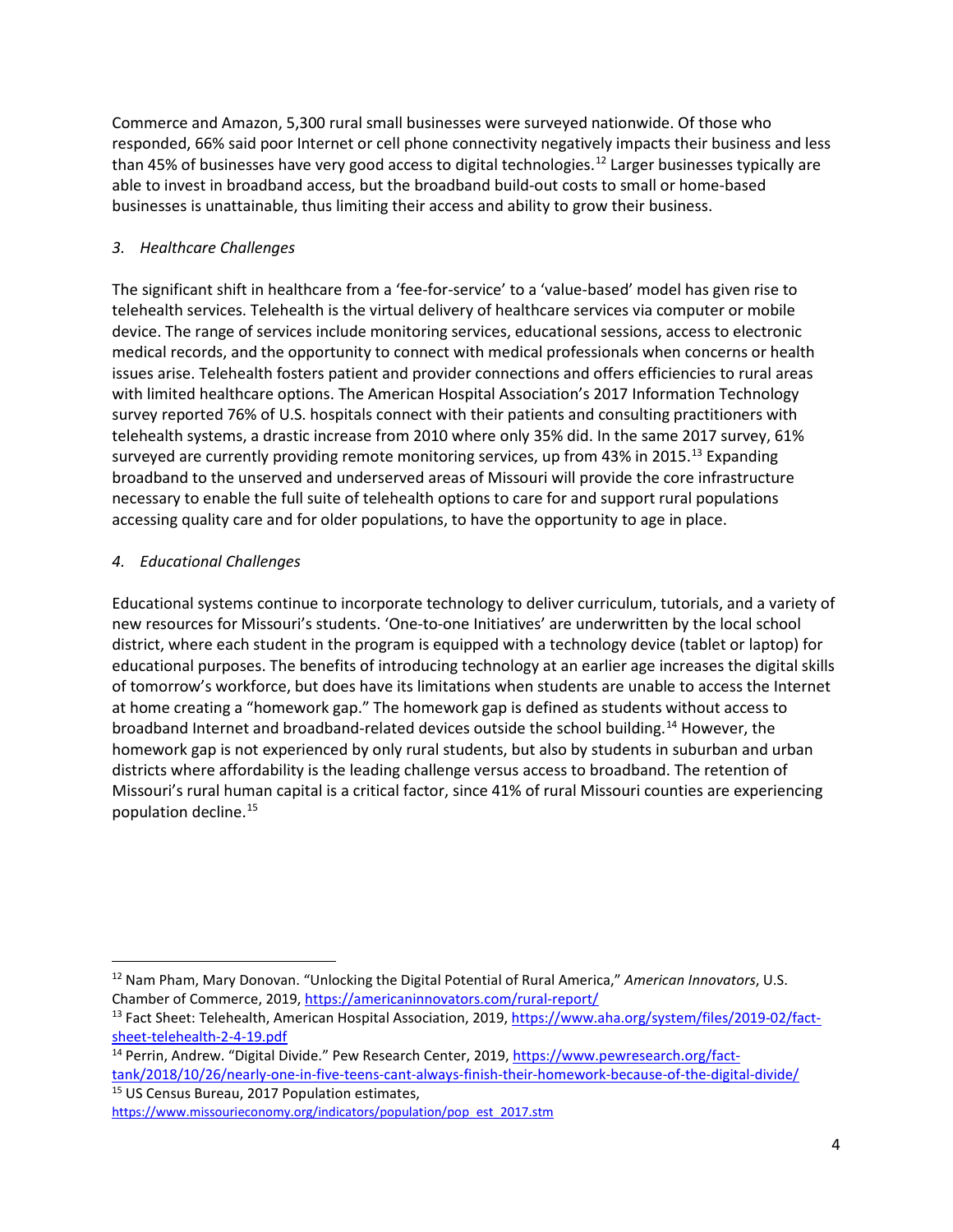Commerce and Amazon, 5,300 rural small businesses were surveyed nationwide. Of those who responded, 66% said poor Internet or cell phone connectivity negatively impacts their business and less than 45% of businesses have very good access to digital technologies.[12] Larger businesses typically are able to invest in broadband access, but the broadband build-out costs to small or home-based businesses is unattainable, thus limiting their access and ability to grow their business.

*3. Healthcare Challenges*

The significant shift in healthcare from a 'fee-for-service' to a 'value-based' model has given rise to telehealth services. Telehealth is the virtual delivery of healthcare services via computer or mobile device. The range of services include monitoring services, educational sessions, access to electronic medical records, and the opportunity to connect with medical professionals when concerns or health issues arise. Telehealth fosters patient and provider connections and offers efficiencies to rural areas with limited healthcare options. The American Hospital Association's 2017 Information Technology survey reported 76% of U.S. hospitals connect with their patients and consulting practitioners with telehealth systems, a drastic increase from 2010 where only 35% did. In the same 2017 survey, 61% surveyed are currently providing remote monitoring services, up from 43% in 2015.[13] Expanding broadband to the unserved and underserved areas of Missouri will provide the core infrastructure necessary to enable the full suite of telehealth options to care for and support rural populations accessing quality care and for older populations, to have the opportunity to age in place.

*4. Educational Challenges*

Educational systems continue to incorporate technology to deliver curriculum, tutorials, and a variety of new resources for Missouri's students. 'One-to-one Initiatives' are underwritten by the local school district, where each student in the program is equipped with a technology device (tablet or laptop) for educational purposes. The benefits of introducing technology at an earlier age increases the digital skills of tomorrow's workforce, but does have its limitations when students are unable to access the Internet at home creating a "homework gap." The homework gap is defined as students without access to broadband Internet and broadband-related devices outside the school building.[14] However, the homework gap is not experienced by only rural students, but also by students in suburban and urban districts where affordability is the leading challenge versus access to broadband. The retention of Missouri's rural human capital is a critical factor, since 41% of rural Missouri counties are experiencing population decline.[15]

---

[12] Nam Pham, Mary Donovan. "Unlocking the Digital Potential of Rural America," *American Innovators*, U.S. Chamber of Commerce, 2019, https://americaninnovators.com/rural-report/

[13] Fact Sheet: Telehealth, American Hospital Association, 2019, https://www.aha.org/system/files/2019-02/fact-sheet-telehealth-2-4-19.pdf

[14] Perrin, Andrew. "Digital Divide." Pew Research Center, 2019, https://www.pewresearch.org/fact-tank/2018/10/26/nearly-one-in-five-teens-cant-always-finish-their-homework-because-of-the-digital-divide/

[15] US Census Bureau, 2017 Population estimates, https://www.missourieconomy.org/indicators/population/pop_est_2017.stm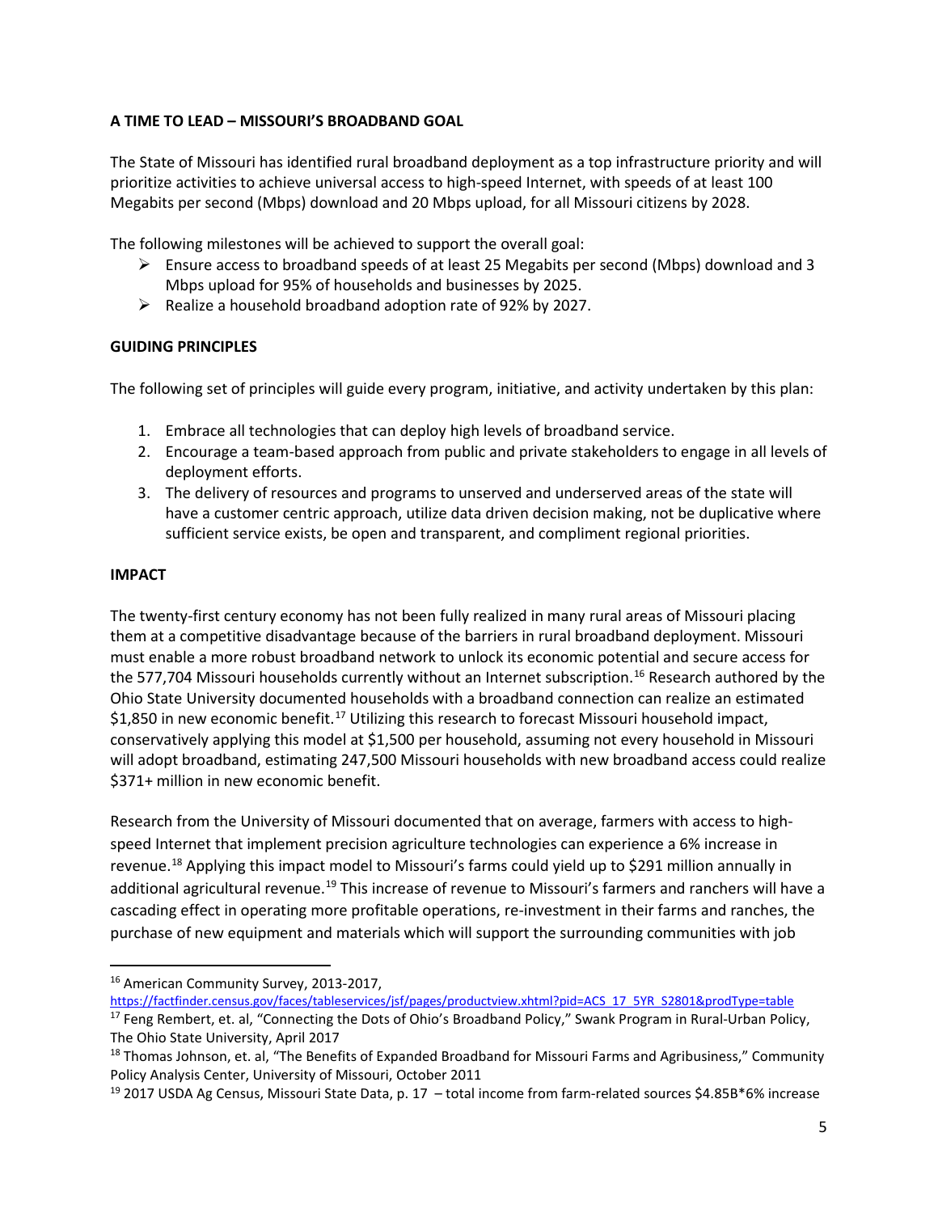**A TIME TO LEAD – MISSOURI'S BROADBAND GOAL**

The State of Missouri has identified rural broadband deployment as a top infrastructure priority and will prioritize activities to achieve universal access to high-speed Internet, with speeds of at least 100 Megabits per second (Mbps) download and 20 Mbps upload, for all Missouri citizens by 2028.

The following milestones will be achieved to support the overall goal:

- Ensure access to broadband speeds of at least 25 Megabits per second (Mbps) download and 3 Mbps upload for 95% of households and businesses by 2025.
- Realize a household broadband adoption rate of 92% by 2027.

**GUIDING PRINCIPLES**

The following set of principles will guide every program, initiative, and activity undertaken by this plan:

1. Embrace all technologies that can deploy high levels of broadband service.
2. Encourage a team-based approach from public and private stakeholders to engage in all levels of deployment efforts.
3. The delivery of resources and programs to unserved and underserved areas of the state will have a customer centric approach, utilize data driven decision making, not be duplicative where sufficient service exists, be open and transparent, and compliment regional priorities.

**IMPACT**

The twenty-first century economy has not been fully realized in many rural areas of Missouri placing them at a competitive disadvantage because of the barriers in rural broadband deployment. Missouri must enable a more robust broadband network to unlock its economic potential and secure access for the 577,704 Missouri households currently without an Internet subscription.[16] Research authored by the Ohio State University documented households with a broadband connection can realize an estimated $1,850 in new economic benefit.[17] Utilizing this research to forecast Missouri household impact, conservatively applying this model at $1,500 per household, assuming not every household in Missouri will adopt broadband, estimating 247,500 Missouri households with new broadband access could realize $371+ million in new economic benefit.

Research from the University of Missouri documented that on average, farmers with access to high-speed Internet that implement precision agriculture technologies can experience a 6% increase in revenue.[18] Applying this impact model to Missouri's farms could yield up to $291 million annually in additional agricultural revenue.[19] This increase of revenue to Missouri's farmers and ranchers will have a cascading effect in operating more profitable operations, re-investment in their farms and ranches, the purchase of new equipment and materials which will support the surrounding communities with job

---

[16] American Community Survey, 2013-2017, https://factfinder.census.gov/faces/tableservices/jsf/pages/productview.xhtml?pid=ACS_17_5YR_S2801&prodType=table

[17] Feng Rembert, et. al, "Connecting the Dots of Ohio's Broadband Policy," Swank Program in Rural-Urban Policy, The Ohio State University, April 2017

[18] Thomas Johnson, et. al, "The Benefits of Expanded Broadband for Missouri Farms and Agribusiness," Community Policy Analysis Center, University of Missouri, October 2011

[19] 2017 USDA Ag Census, Missouri State Data, p. 17 – total income from farm-related sources $4.85B*6% increase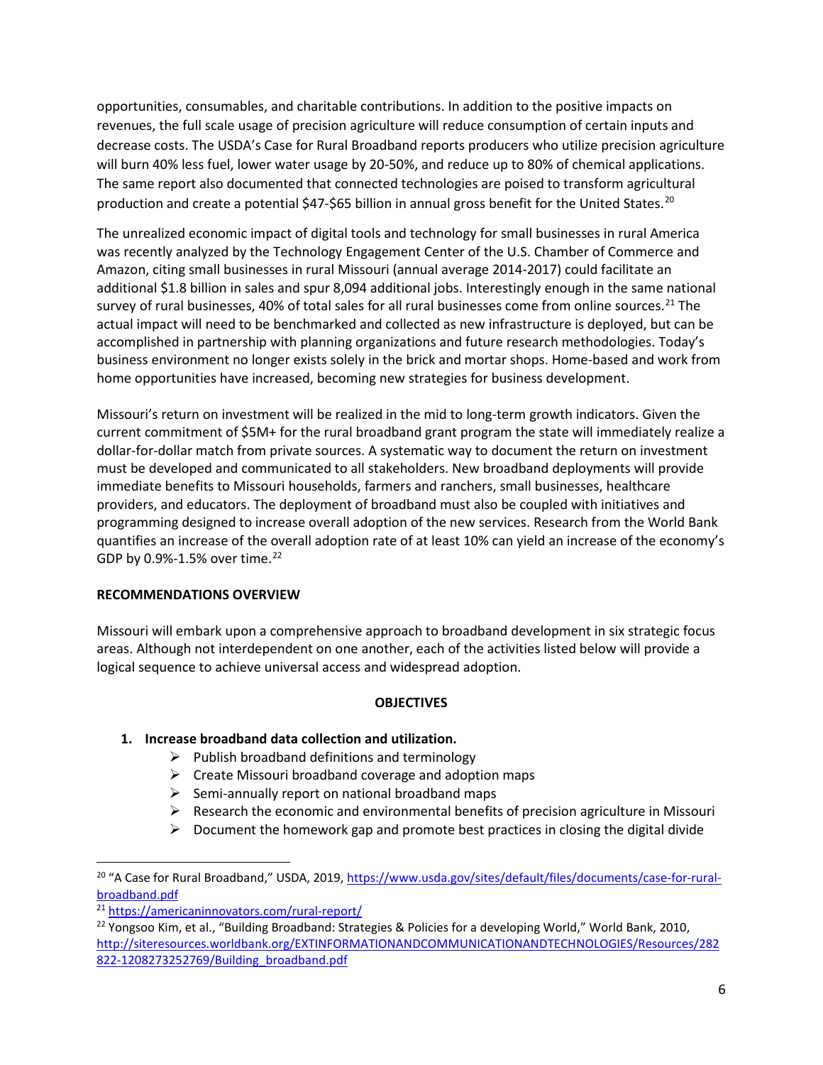opportunities, consumables, and charitable contributions. In addition to the positive impacts on revenues, the full scale usage of precision agriculture will reduce consumption of certain inputs and decrease costs. The USDA's Case for Rural Broadband reports producers who utilize precision agriculture will burn 40% less fuel, lower water usage by 20-50%, and reduce up to 80% of chemical applications. The same report also documented that connected technologies are poised to transform agricultural production and create a potential $47-$65 billion in annual gross benefit for the United States.[20]

The unrealized economic impact of digital tools and technology for small businesses in rural America was recently analyzed by the Technology Engagement Center of the U.S. Chamber of Commerce and Amazon, citing small businesses in rural Missouri (annual average 2014-2017) could facilitate an additional $1.8 billion in sales and spur 8,094 additional jobs. Interestingly enough in the same national survey of rural businesses, 40% of total sales for all rural businesses come from online sources.[21] The actual impact will need to be benchmarked and collected as new infrastructure is deployed, but can be accomplished in partnership with planning organizations and future research methodologies. Today's business environment no longer exists solely in the brick and mortar shops. Home-based and work from home opportunities have increased, becoming new strategies for business development.

Missouri's return on investment will be realized in the mid to long-term growth indicators. Given the current commitment of $5M+ for the rural broadband grant program the state will immediately realize a dollar-for-dollar match from private sources. A systematic way to document the return on investment must be developed and communicated to all stakeholders. New broadband deployments will provide immediate benefits to Missouri households, farmers and ranchers, small businesses, healthcare providers, and educators. The deployment of broadband must also be coupled with initiatives and programming designed to increase overall adoption of the new services. Research from the World Bank quantifies an increase of the overall adoption rate of at least 10% can yield an increase of the economy's GDP by 0.9%-1.5% over time.[22]

## RECOMMENDATIONS OVERVIEW

Missouri will embark upon a comprehensive approach to broadband development in six strategic focus areas. Although not interdependent on one another, each of the activities listed below will provide a logical sequence to achieve universal access and widespread adoption.

### OBJECTIVES

1. **Increase broadband data collection and utilization.**
   - Publish broadband definitions and terminology
   - Create Missouri broadband coverage and adoption maps
   - Semi-annually report on national broadband maps
   - Research the economic and environmental benefits of precision agriculture in Missouri
   - Document the homework gap and promote best practices in closing the digital divide

---

[20] "A Case for Rural Broadband," USDA, 2019, https://www.usda.gov/sites/default/files/documents/case-for-rural-broadband.pdf

[21] https://americaninnovators.com/rural-report/

[22] Yongsoo Kim, et al., "Building Broadband: Strategies & Policies for a developing World," World Bank, 2010, http://siteresources.worldbank.org/EXTINFORMATIONANDCOMMUNICATIONANDTECHNOLOGIES/Resources/282822-1208273252769/Building_broadband.pdf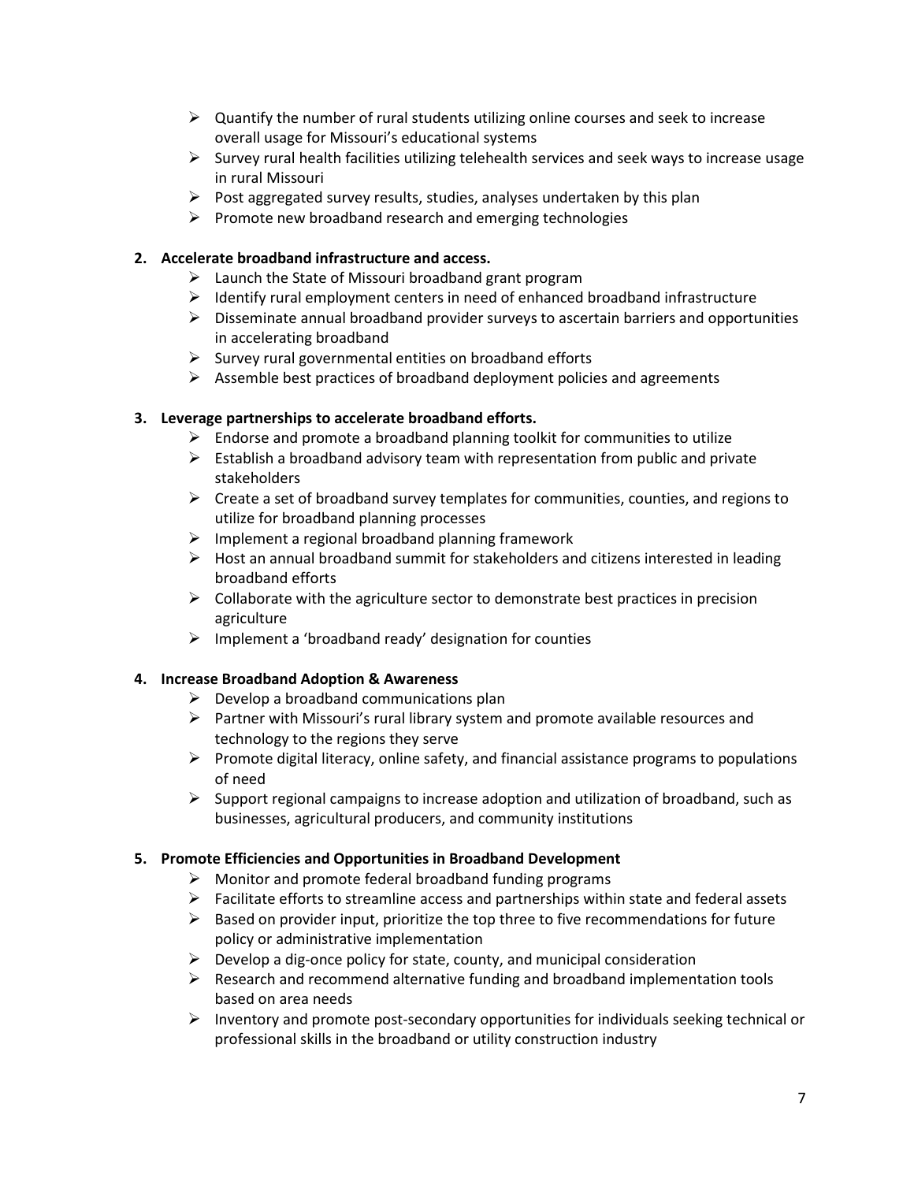- Quantify the number of rural students utilizing online courses and seek to increase overall usage for Missouri's educational systems
- Survey rural health facilities utilizing telehealth services and seek ways to increase usage in rural Missouri
- Post aggregated survey results, studies, analyses undertaken by this plan
- Promote new broadband research and emerging technologies

**2. Accelerate broadband infrastructure and access.**

- Launch the State of Missouri broadband grant program
- Identify rural employment centers in need of enhanced broadband infrastructure
- Disseminate annual broadband provider surveys to ascertain barriers and opportunities in accelerating broadband
- Survey rural governmental entities on broadband efforts
- Assemble best practices of broadband deployment policies and agreements

**3. Leverage partnerships to accelerate broadband efforts.**

- Endorse and promote a broadband planning toolkit for communities to utilize
- Establish a broadband advisory team with representation from public and private stakeholders
- Create a set of broadband survey templates for communities, counties, and regions to utilize for broadband planning processes
- Implement a regional broadband planning framework
- Host an annual broadband summit for stakeholders and citizens interested in leading broadband efforts
- Collaborate with the agriculture sector to demonstrate best practices in precision agriculture
- Implement a 'broadband ready' designation for counties

**4. Increase Broadband Adoption & Awareness**

- Develop a broadband communications plan
- Partner with Missouri's rural library system and promote available resources and technology to the regions they serve
- Promote digital literacy, online safety, and financial assistance programs to populations of need
- Support regional campaigns to increase adoption and utilization of broadband, such as businesses, agricultural producers, and community institutions

**5. Promote Efficiencies and Opportunities in Broadband Development**

- Monitor and promote federal broadband funding programs
- Facilitate efforts to streamline access and partnerships within state and federal assets
- Based on provider input, prioritize the top three to five recommendations for future policy or administrative implementation
- Develop a dig-once policy for state, county, and municipal consideration
- Research and recommend alternative funding and broadband implementation tools based on area needs
- Inventory and promote post-secondary opportunities for individuals seeking technical or professional skills in the broadband or utility construction industry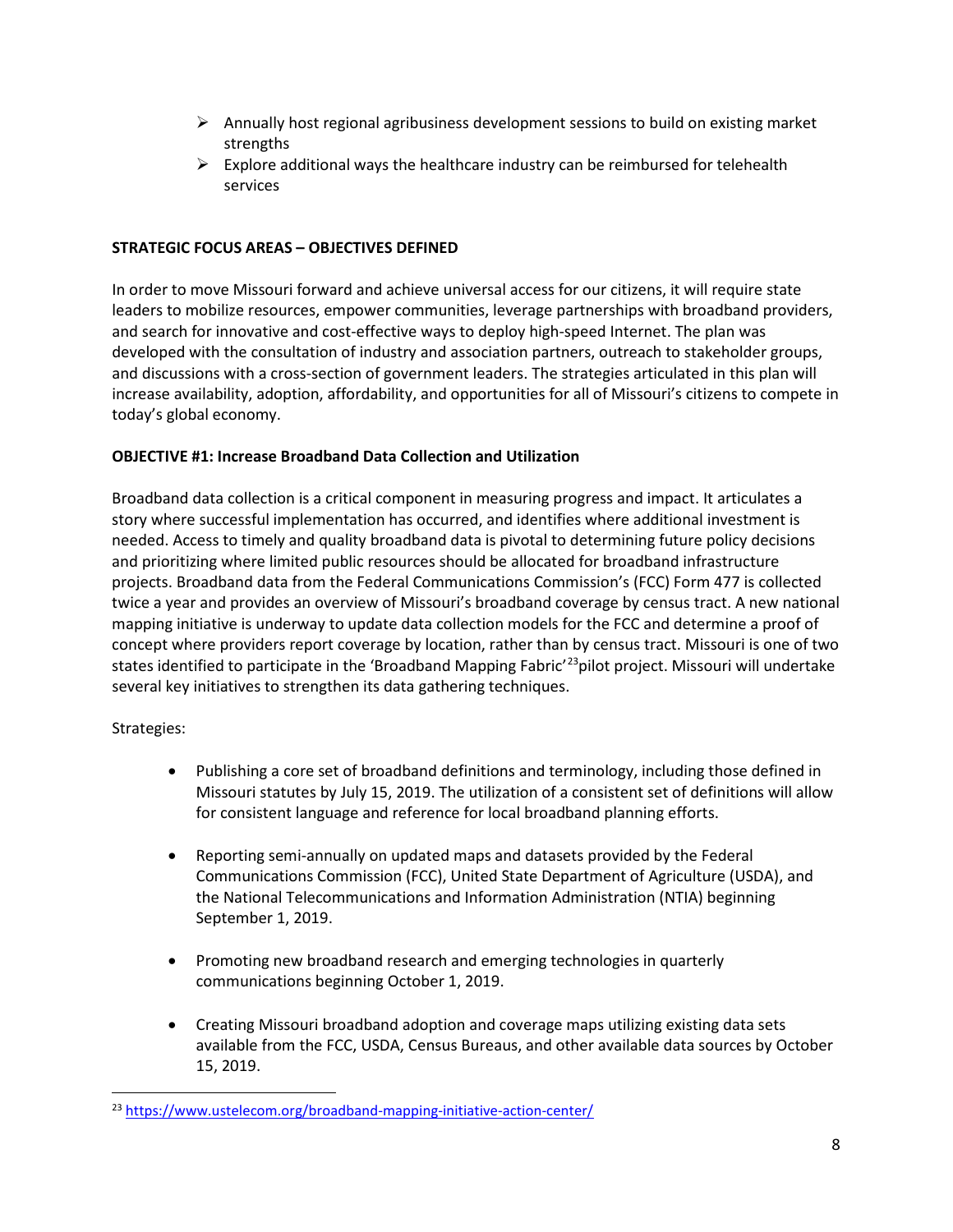- Annually host regional agribusiness development sessions to build on existing market strengths
- Explore additional ways the healthcare industry can be reimbursed for telehealth services

**STRATEGIC FOCUS AREAS – OBJECTIVES DEFINED**

In order to move Missouri forward and achieve universal access for our citizens, it will require state leaders to mobilize resources, empower communities, leverage partnerships with broadband providers, and search for innovative and cost-effective ways to deploy high-speed Internet. The plan was developed with the consultation of industry and association partners, outreach to stakeholder groups, and discussions with a cross-section of government leaders. The strategies articulated in this plan will increase availability, adoption, affordability, and opportunities for all of Missouri's citizens to compete in today's global economy.

**OBJECTIVE #1: Increase Broadband Data Collection and Utilization**

Broadband data collection is a critical component in measuring progress and impact. It articulates a story where successful implementation has occurred, and identifies where additional investment is needed. Access to timely and quality broadband data is pivotal to determining future policy decisions and prioritizing where limited public resources should be allocated for broadband infrastructure projects. Broadband data from the Federal Communications Commission's (FCC) Form 477 is collected twice a year and provides an overview of Missouri's broadband coverage by census tract. A new national mapping initiative is underway to update data collection models for the FCC and determine a proof of concept where providers report coverage by location, rather than by census tract. Missouri is one of two states identified to participate in the 'Broadband Mapping Fabric'[23]pilot project. Missouri will undertake several key initiatives to strengthen its data gathering techniques.

Strategies:

- Publishing a core set of broadband definitions and terminology, including those defined in Missouri statutes by July 15, 2019. The utilization of a consistent set of definitions will allow for consistent language and reference for local broadband planning efforts.

- Reporting semi-annually on updated maps and datasets provided by the Federal Communications Commission (FCC), United State Department of Agriculture (USDA), and the National Telecommunications and Information Administration (NTIA) beginning September 1, 2019.

- Promoting new broadband research and emerging technologies in quarterly communications beginning October 1, 2019.

- Creating Missouri broadband adoption and coverage maps utilizing existing data sets available from the FCC, USDA, Census Bureaus, and other available data sources by October 15, 2019.

[23] https://www.ustelecom.org/broadband-mapping-initiative-action-center/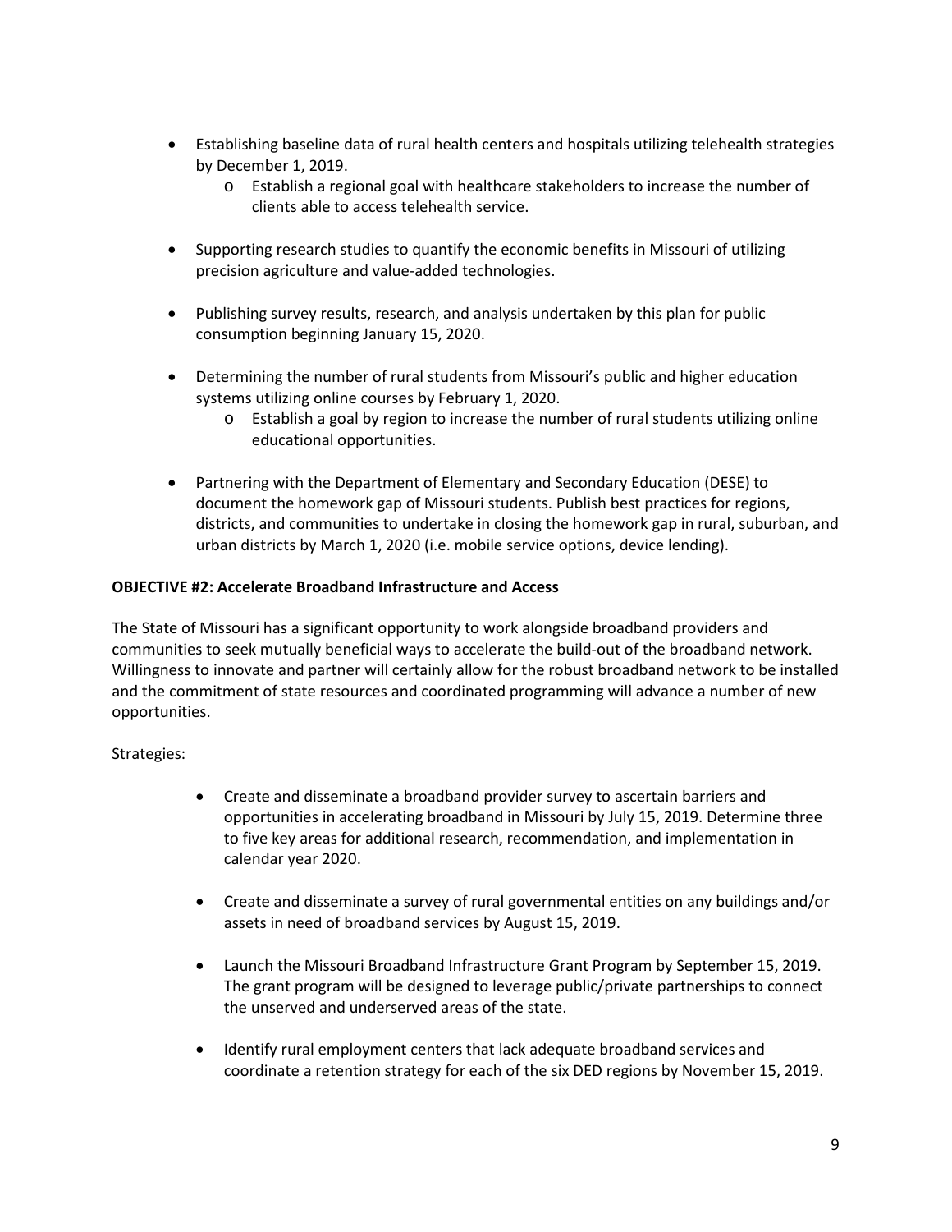- Establishing baseline data of rural health centers and hospitals utilizing telehealth strategies by December 1, 2019.
  - Establish a regional goal with healthcare stakeholders to increase the number of clients able to access telehealth service.
- Supporting research studies to quantify the economic benefits in Missouri of utilizing precision agriculture and value-added technologies.
- Publishing survey results, research, and analysis undertaken by this plan for public consumption beginning January 15, 2020.
- Determining the number of rural students from Missouri's public and higher education systems utilizing online courses by February 1, 2020.
  - Establish a goal by region to increase the number of rural students utilizing online educational opportunities.
- Partnering with the Department of Elementary and Secondary Education (DESE) to document the homework gap of Missouri students. Publish best practices for regions, districts, and communities to undertake in closing the homework gap in rural, suburban, and urban districts by March 1, 2020 (i.e. mobile service options, device lending).

**OBJECTIVE #2: Accelerate Broadband Infrastructure and Access**

The State of Missouri has a significant opportunity to work alongside broadband providers and communities to seek mutually beneficial ways to accelerate the build-out of the broadband network. Willingness to innovate and partner will certainly allow for the robust broadband network to be installed and the commitment of state resources and coordinated programming will advance a number of new opportunities.

Strategies:

- Create and disseminate a broadband provider survey to ascertain barriers and opportunities in accelerating broadband in Missouri by July 15, 2019. Determine three to five key areas for additional research, recommendation, and implementation in calendar year 2020.
- Create and disseminate a survey of rural governmental entities on any buildings and/or assets in need of broadband services by August 15, 2019.
- Launch the Missouri Broadband Infrastructure Grant Program by September 15, 2019. The grant program will be designed to leverage public/private partnerships to connect the unserved and underserved areas of the state.
- Identify rural employment centers that lack adequate broadband services and coordinate a retention strategy for each of the six DED regions by November 15, 2019.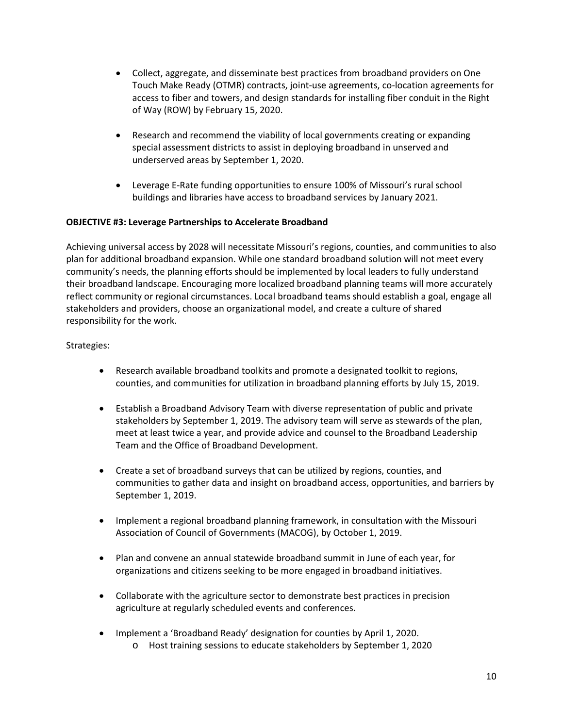- Collect, aggregate, and disseminate best practices from broadband providers on One Touch Make Ready (OTMR) contracts, joint-use agreements, co-location agreements for access to fiber and towers, and design standards for installing fiber conduit in the Right of Way (ROW) by February 15, 2020.

- Research and recommend the viability of local governments creating or expanding special assessment districts to assist in deploying broadband in unserved and underserved areas by September 1, 2020.

- Leverage E-Rate funding opportunities to ensure 100% of Missouri's rural school buildings and libraries have access to broadband services by January 2021.

**OBJECTIVE #3: Leverage Partnerships to Accelerate Broadband**

Achieving universal access by 2028 will necessitate Missouri's regions, counties, and communities to also plan for additional broadband expansion. While one standard broadband solution will not meet every community's needs, the planning efforts should be implemented by local leaders to fully understand their broadband landscape. Encouraging more localized broadband planning teams will more accurately reflect community or regional circumstances. Local broadband teams should establish a goal, engage all stakeholders and providers, choose an organizational model, and create a culture of shared responsibility for the work.

Strategies:

- Research available broadband toolkits and promote a designated toolkit to regions, counties, and communities for utilization in broadband planning efforts by July 15, 2019.

- Establish a Broadband Advisory Team with diverse representation of public and private stakeholders by September 1, 2019. The advisory team will serve as stewards of the plan, meet at least twice a year, and provide advice and counsel to the Broadband Leadership Team and the Office of Broadband Development.

- Create a set of broadband surveys that can be utilized by regions, counties, and communities to gather data and insight on broadband access, opportunities, and barriers by September 1, 2019.

- Implement a regional broadband planning framework, in consultation with the Missouri Association of Council of Governments (MACOG), by October 1, 2019.

- Plan and convene an annual statewide broadband summit in June of each year, for organizations and citizens seeking to be more engaged in broadband initiatives.

- Collaborate with the agriculture sector to demonstrate best practices in precision agriculture at regularly scheduled events and conferences.

- Implement a 'Broadband Ready' designation for counties by April 1, 2020.
  - Host training sessions to educate stakeholders by September 1, 2020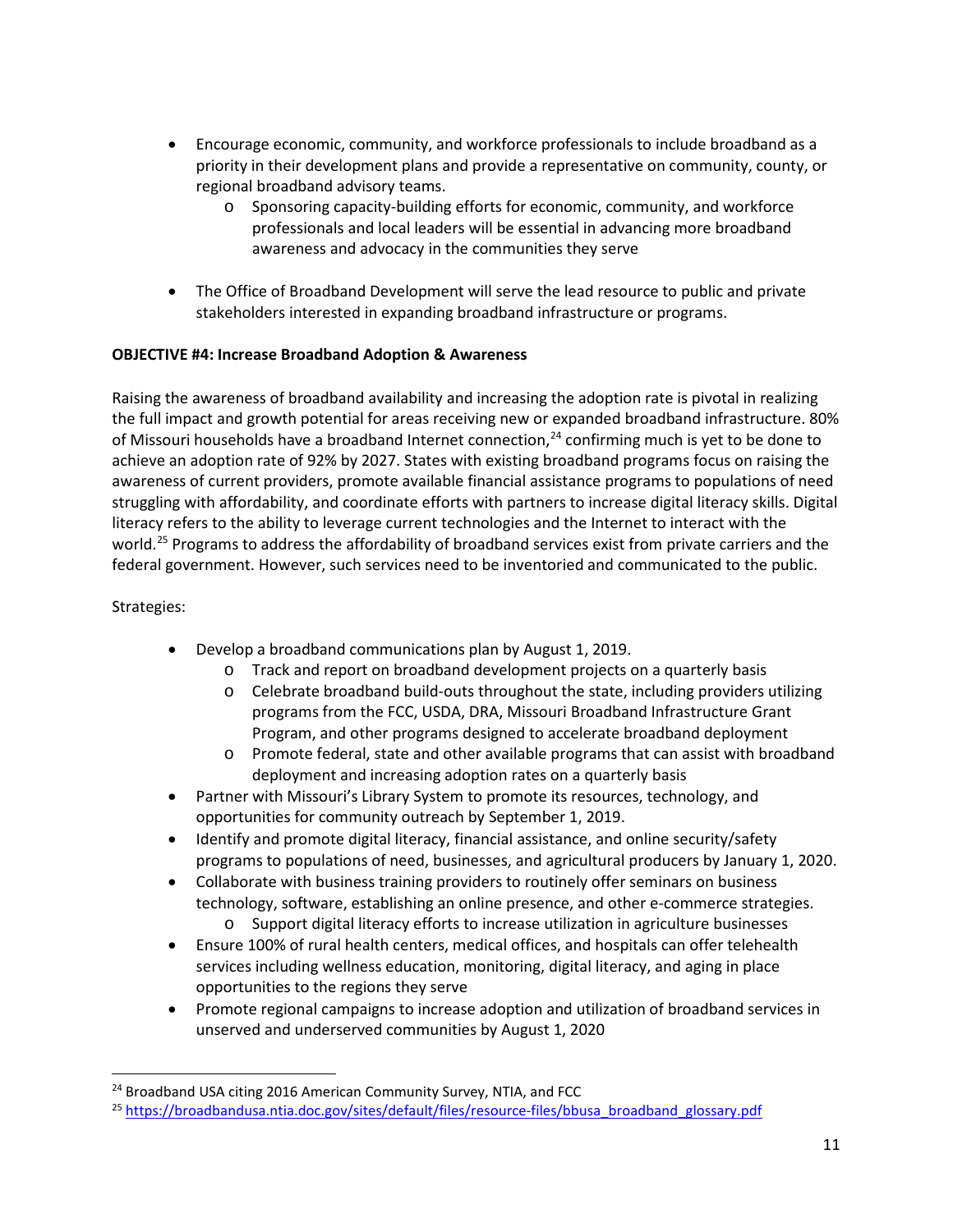- Encourage economic, community, and workforce professionals to include broadband as a priority in their development plans and provide a representative on community, county, or regional broadband advisory teams.
  - Sponsoring capacity-building efforts for economic, community, and workforce professionals and local leaders will be essential in advancing more broadband awareness and advocacy in the communities they serve

- The Office of Broadband Development will serve the lead resource to public and private stakeholders interested in expanding broadband infrastructure or programs.

**OBJECTIVE #4: Increase Broadband Adoption & Awareness**

Raising the awareness of broadband availability and increasing the adoption rate is pivotal in realizing the full impact and growth potential for areas receiving new or expanded broadband infrastructure. 80% of Missouri households have a broadband Internet connection,[24] confirming much is yet to be done to achieve an adoption rate of 92% by 2027. States with existing broadband programs focus on raising the awareness of current providers, promote available financial assistance programs to populations of need struggling with affordability, and coordinate efforts with partners to increase digital literacy skills. Digital literacy refers to the ability to leverage current technologies and the Internet to interact with the world.[25] Programs to address the affordability of broadband services exist from private carriers and the federal government. However, such services need to be inventoried and communicated to the public.

Strategies:

- Develop a broadband communications plan by August 1, 2019.
  - Track and report on broadband development projects on a quarterly basis
  - Celebrate broadband build-outs throughout the state, including providers utilizing programs from the FCC, USDA, DRA, Missouri Broadband Infrastructure Grant Program, and other programs designed to accelerate broadband deployment
  - Promote federal, state and other available programs that can assist with broadband deployment and increasing adoption rates on a quarterly basis
- Partner with Missouri's Library System to promote its resources, technology, and opportunities for community outreach by September 1, 2019.
- Identify and promote digital literacy, financial assistance, and online security/safety programs to populations of need, businesses, and agricultural producers by January 1, 2020.
- Collaborate with business training providers to routinely offer seminars on business technology, software, establishing an online presence, and other e-commerce strategies.
  - Support digital literacy efforts to increase utilization in agriculture businesses
- Ensure 100% of rural health centers, medical offices, and hospitals can offer telehealth services including wellness education, monitoring, digital literacy, and aging in place opportunities to the regions they serve
- Promote regional campaigns to increase adoption and utilization of broadband services in unserved and underserved communities by August 1, 2020

---

[24] Broadband USA citing 2016 American Community Survey, NTIA, and FCC

[25] https://broadbandusa.ntia.doc.gov/sites/default/files/resource-files/bbusa_broadband_glossary.pdf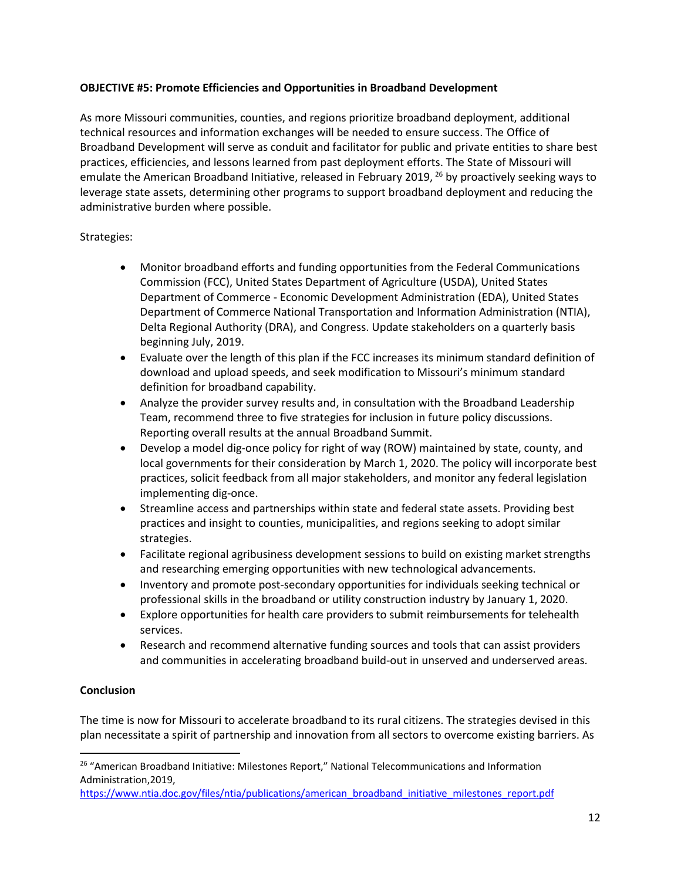**OBJECTIVE #5: Promote Efficiencies and Opportunities in Broadband Development**

As more Missouri communities, counties, and regions prioritize broadband deployment, additional technical resources and information exchanges will be needed to ensure success. The Office of Broadband Development will serve as conduit and facilitator for public and private entities to share best practices, efficiencies, and lessons learned from past deployment efforts. The State of Missouri will emulate the American Broadband Initiative, released in February 2019, [26] by proactively seeking ways to leverage state assets, determining other programs to support broadband deployment and reducing the administrative burden where possible.

Strategies:

- Monitor broadband efforts and funding opportunities from the Federal Communications Commission (FCC), United States Department of Agriculture (USDA), United States Department of Commerce - Economic Development Administration (EDA), United States Department of Commerce National Transportation and Information Administration (NTIA), Delta Regional Authority (DRA), and Congress. Update stakeholders on a quarterly basis beginning July, 2019.
- Evaluate over the length of this plan if the FCC increases its minimum standard definition of download and upload speeds, and seek modification to Missouri's minimum standard definition for broadband capability.
- Analyze the provider survey results and, in consultation with the Broadband Leadership Team, recommend three to five strategies for inclusion in future policy discussions. Reporting overall results at the annual Broadband Summit.
- Develop a model dig-once policy for right of way (ROW) maintained by state, county, and local governments for their consideration by March 1, 2020. The policy will incorporate best practices, solicit feedback from all major stakeholders, and monitor any federal legislation implementing dig-once.
- Streamline access and partnerships within state and federal state assets. Providing best practices and insight to counties, municipalities, and regions seeking to adopt similar strategies.
- Facilitate regional agribusiness development sessions to build on existing market strengths and researching emerging opportunities with new technological advancements.
- Inventory and promote post-secondary opportunities for individuals seeking technical or professional skills in the broadband or utility construction industry by January 1, 2020.
- Explore opportunities for health care providers to submit reimbursements for telehealth services.
- Research and recommend alternative funding sources and tools that can assist providers and communities in accelerating broadband build-out in unserved and underserved areas.

**Conclusion**

The time is now for Missouri to accelerate broadband to its rural citizens. The strategies devised in this plan necessitate a spirit of partnership and innovation from all sectors to overcome existing barriers. As

[26] "American Broadband Initiative: Milestones Report," National Telecommunications and Information Administration,2019, https://www.ntia.doc.gov/files/ntia/publications/american_broadband_initiative_milestones_report.pdf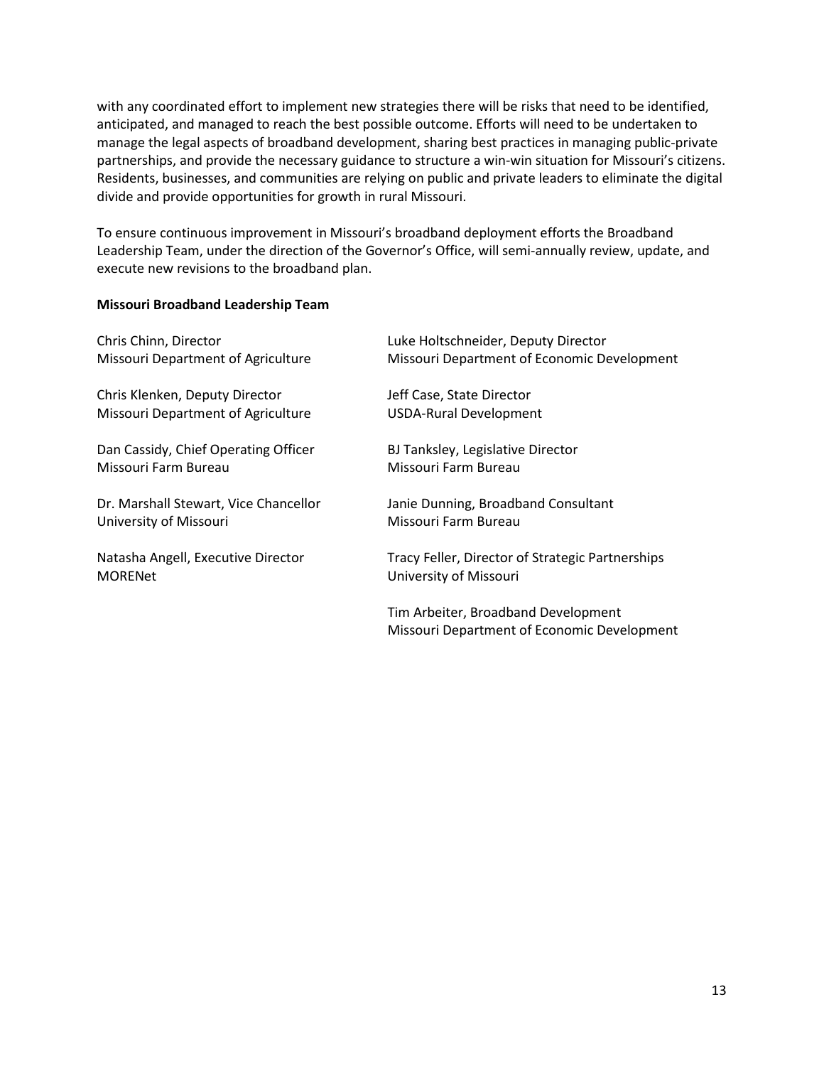with any coordinated effort to implement new strategies there will be risks that need to be identified, anticipated, and managed to reach the best possible outcome. Efforts will need to be undertaken to manage the legal aspects of broadband development, sharing best practices in managing public-private partnerships, and provide the necessary guidance to structure a win-win situation for Missouri's citizens. Residents, businesses, and communities are relying on public and private leaders to eliminate the digital divide and provide opportunities for growth in rural Missouri.

To ensure continuous improvement in Missouri's broadband deployment efforts the Broadband Leadership Team, under the direction of the Governor's Office, will semi-annually review, update, and execute new revisions to the broadband plan.

**Missouri Broadband Leadership Team**

Chris Chinn, Director
Missouri Department of Agriculture

Chris Klenken, Deputy Director
Missouri Department of Agriculture

Dan Cassidy, Chief Operating Officer
Missouri Farm Bureau

Dr. Marshall Stewart, Vice Chancellor
University of Missouri

Natasha Angell, Executive Director
MORENet

Luke Holtschneider, Deputy Director
Missouri Department of Economic Development

Jeff Case, State Director
USDA-Rural Development

BJ Tanksley, Legislative Director
Missouri Farm Bureau

Janie Dunning, Broadband Consultant
Missouri Farm Bureau

Tracy Feller, Director of Strategic Partnerships
University of Missouri

Tim Arbeiter, Broadband Development
Missouri Department of Economic Development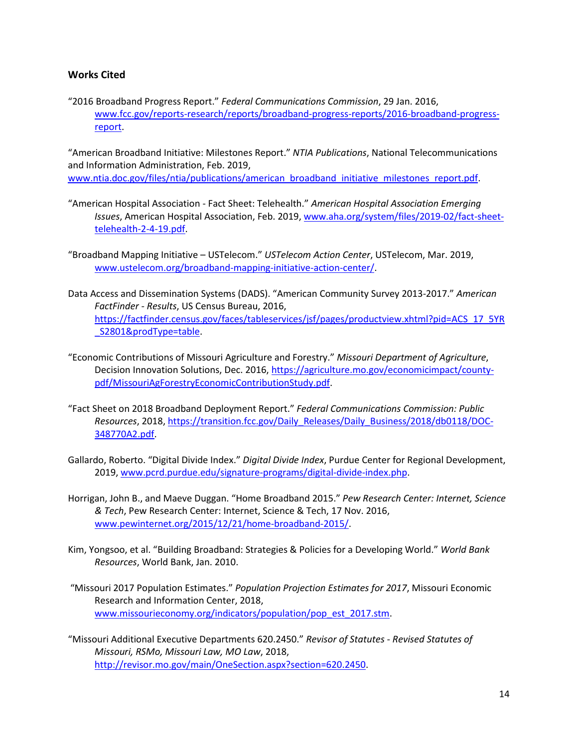**Works Cited**

"2016 Broadband Progress Report." *Federal Communications Commission*, 29 Jan. 2016, www.fcc.gov/reports-research/reports/broadband-progress-reports/2016-broadband-progress-report.

"American Broadband Initiative: Milestones Report." *NTIA Publications*, National Telecommunications and Information Administration, Feb. 2019, www.ntia.doc.gov/files/ntia/publications/american_broadband_initiative_milestones_report.pdf.

"American Hospital Association - Fact Sheet: Telehealth." *American Hospital Association Emerging Issues*, American Hospital Association, Feb. 2019, www.aha.org/system/files/2019-02/fact-sheet-telehealth-2-4-19.pdf.

"Broadband Mapping Initiative – USTelecom." *USTelecom Action Center*, USTelecom, Mar. 2019, www.ustelecom.org/broadband-mapping-initiative-action-center/.

Data Access and Dissemination Systems (DADS). "American Community Survey 2013-2017." *American FactFinder - Results*, US Census Bureau, 2016, https://factfinder.census.gov/faces/tableservices/jsf/pages/productview.xhtml?pid=ACS_17_5YR_S2801&prodType=table.

"Economic Contributions of Missouri Agriculture and Forestry." *Missouri Department of Agriculture*, Decision Innovation Solutions, Dec. 2016, https://agriculture.mo.gov/economicimpact/county-pdf/MissouriAgForestryEconomicContributionStudy.pdf.

"Fact Sheet on 2018 Broadband Deployment Report." *Federal Communications Commission: Public Resources*, 2018, https://transition.fcc.gov/Daily_Releases/Daily_Business/2018/db0118/DOC-348770A2.pdf.

Gallardo, Roberto. "Digital Divide Index." *Digital Divide Index*, Purdue Center for Regional Development, 2019, www.pcrd.purdue.edu/signature-programs/digital-divide-index.php.

Horrigan, John B., and Maeve Duggan. "Home Broadband 2015." *Pew Research Center: Internet, Science & Tech*, Pew Research Center: Internet, Science & Tech, 17 Nov. 2016, www.pewinternet.org/2015/12/21/home-broadband-2015/.

Kim, Yongsoo, et al. "Building Broadband: Strategies & Policies for a Developing World." *World Bank Resources*, World Bank, Jan. 2010.

"Missouri 2017 Population Estimates." *Population Projection Estimates for 2017*, Missouri Economic Research and Information Center, 2018, www.missourieconomy.org/indicators/population/pop_est_2017.stm.

"Missouri Additional Executive Departments 620.2450." *Revisor of Statutes - Revised Statutes of Missouri, RSMo, Missouri Law, MO Law*, 2018, http://revisor.mo.gov/main/OneSection.aspx?section=620.2450.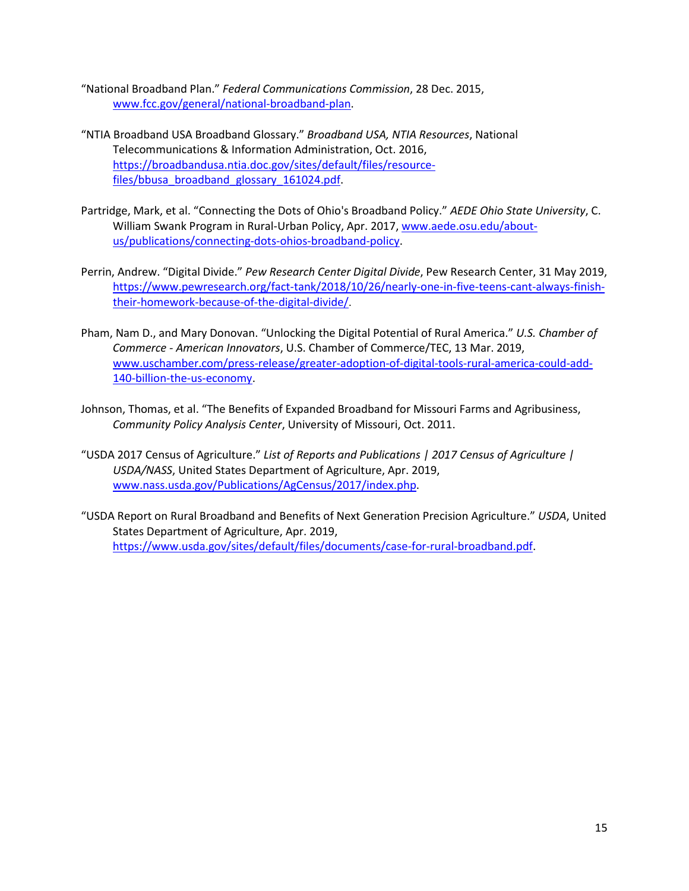"National Broadband Plan." *Federal Communications Commission*, 28 Dec. 2015, www.fcc.gov/general/national-broadband-plan.

"NTIA Broadband USA Broadband Glossary." *Broadband USA, NTIA Resources*, National Telecommunications & Information Administration, Oct. 2016, https://broadbandusa.ntia.doc.gov/sites/default/files/resource-files/bbusa_broadband_glossary_161024.pdf.

Partridge, Mark, et al. "Connecting the Dots of Ohio's Broadband Policy." *AEDE Ohio State University*, C. William Swank Program in Rural-Urban Policy, Apr. 2017, www.aede.osu.edu/about-us/publications/connecting-dots-ohios-broadband-policy.

Perrin, Andrew. "Digital Divide." *Pew Research Center Digital Divide*, Pew Research Center, 31 May 2019, https://www.pewresearch.org/fact-tank/2018/10/26/nearly-one-in-five-teens-cant-always-finish-their-homework-because-of-the-digital-divide/.

Pham, Nam D., and Mary Donovan. "Unlocking the Digital Potential of Rural America." *U.S. Chamber of Commerce - American Innovators*, U.S. Chamber of Commerce/TEC, 13 Mar. 2019, www.uschamber.com/press-release/greater-adoption-of-digital-tools-rural-america-could-add-140-billion-the-us-economy.

Johnson, Thomas, et al. "The Benefits of Expanded Broadband for Missouri Farms and Agribusiness, *Community Policy Analysis Center*, University of Missouri, Oct. 2011.

"USDA 2017 Census of Agriculture." *List of Reports and Publications | 2017 Census of Agriculture | USDA/NASS*, United States Department of Agriculture, Apr. 2019, www.nass.usda.gov/Publications/AgCensus/2017/index.php.

"USDA Report on Rural Broadband and Benefits of Next Generation Precision Agriculture." *USDA*, United States Department of Agriculture, Apr. 2019, https://www.usda.gov/sites/default/files/documents/case-for-rural-broadband.pdf.